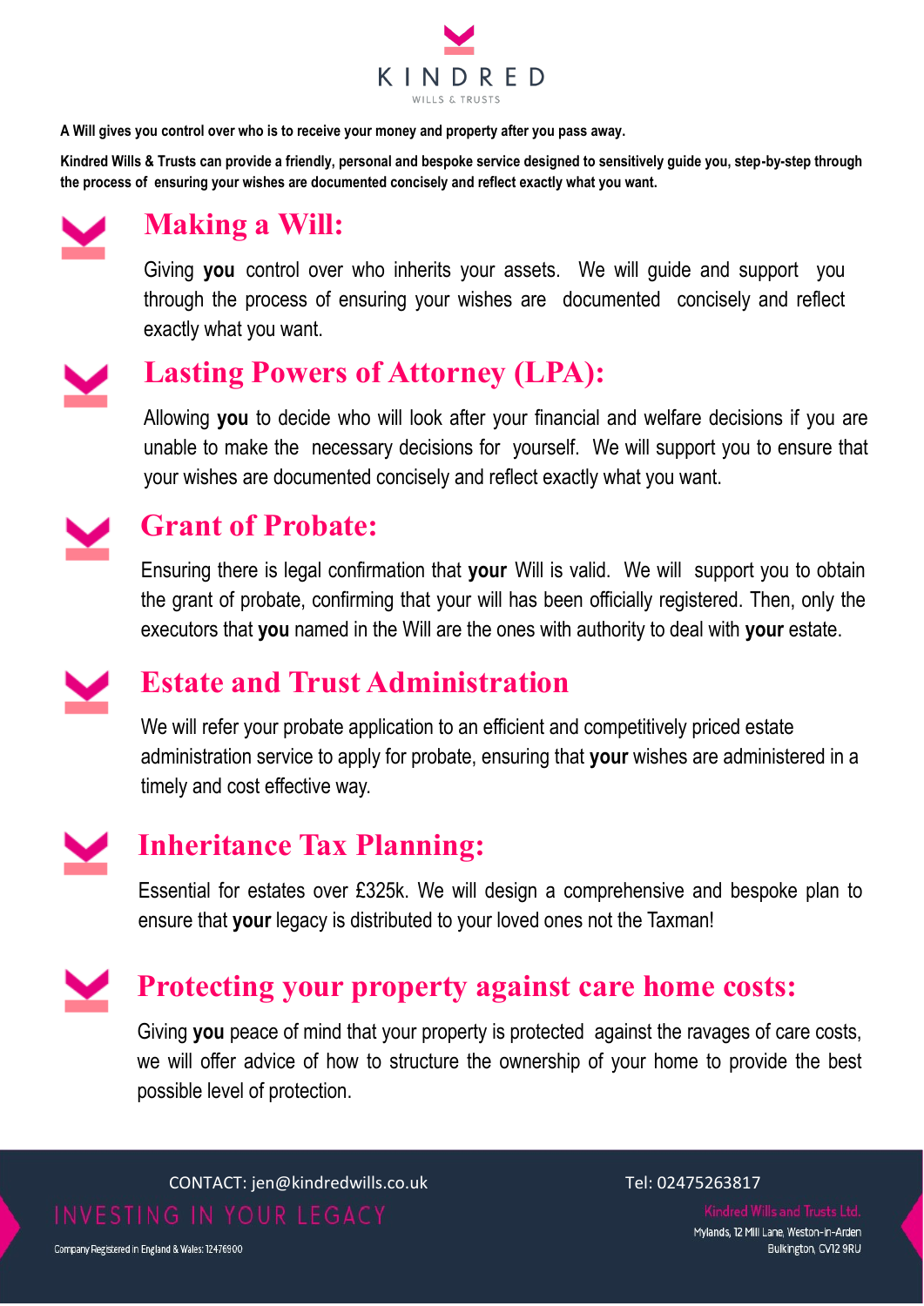# KINDRED

WILLS & TRUSTS

**A Will gives you control over who is to receive your money and property after you pass away.**

**Kindred Wills & Trusts can provide a friendly, personal and bespoke service designed to sensitively guide you, step-by-step through the process of ensuring your wishes are documented concisely and reflect exactly what you want.**

## Making a Will:

Giving **you** control over who inherits your assets. We will guide and support you through the process of ensuring your wishes are documented concisely and reflect exactly what you want.

## Lasting Powers of Attorney (LPA):

Allowing **you** to decide who will look after your financial and welfare decisions if you are unable to make the necessary decisions for yourself. We will support you to ensure that your wishes are documented concisely and reflect exactly what you want.

## Grant of Probate:

Ensuring there is legal confirmation that **your** Will is valid. We will support you to obtain the grant of probate, confirming that your will has been officially registered. Then, only the executors that **you** named in the Will are the ones with authority to deal with **your** estate.

## Estate and Trust Administration

We will refer your probate application to an efficient and competitively priced estate administration service to apply for probate, ensuring that **your** wishes are administered in a timely and cost effective way.

## Inheritance Tax Planning:

Essential for estates over £325k. We will design a comprehensive and bespoke plan to ensure that **your** legacy is distributed to your loved ones not the Taxman!

## Protecting your property against care home costs:

Giving **you** peace of mind that your property is protected against the ravages of care costs, we will offer advice of how to structure the ownership of your home to provide the best possible level of protection.

CONTACT: jen@kindredwills.co.uk

Tel: 02475263817

INVESTING IN YOUR LEGACY

Kindred Wills and Trusts Ltd.
Mylands, 12 Mill Lane, Weston-in-Arden
Bulkington, CV12 9RU

Company Registered in England & Wales: 12476900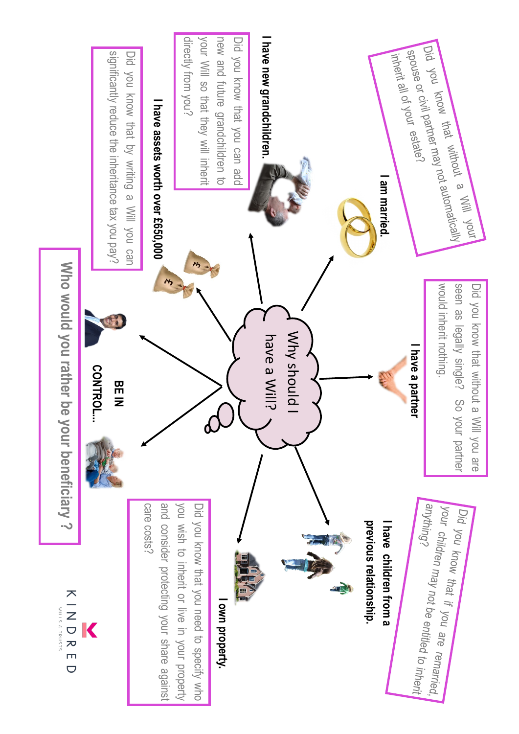# Why should I have a Will?

**I am married.**

Did you know that without a Will your spouse or civil partner may not automatically inherit all of your estate?

**I have a partner**

Did you know that without a Will you are seen as legally single? So your partner would inherit nothing.

**I have children from a previous relationship.**

Did you know that if you are remarried, your children may not be entitled to inherit anything?

**I own property.**

Did you know that you need to specify who you wish to inherit or live in your property and consider protecting your share against care costs?

**I have new grandchildren.**

Did you know that you can add new and future grandchildren to your Will so that they will inherit directly from you?

**I have assets worth over £650,000**

Did you know that by writing a Will you can significantly reduce the inheritance tax you pay?

**BE IN CONTROL...**

Who would you rather be your beneficiary ?

KINDRED
WILLS & TRUSTS